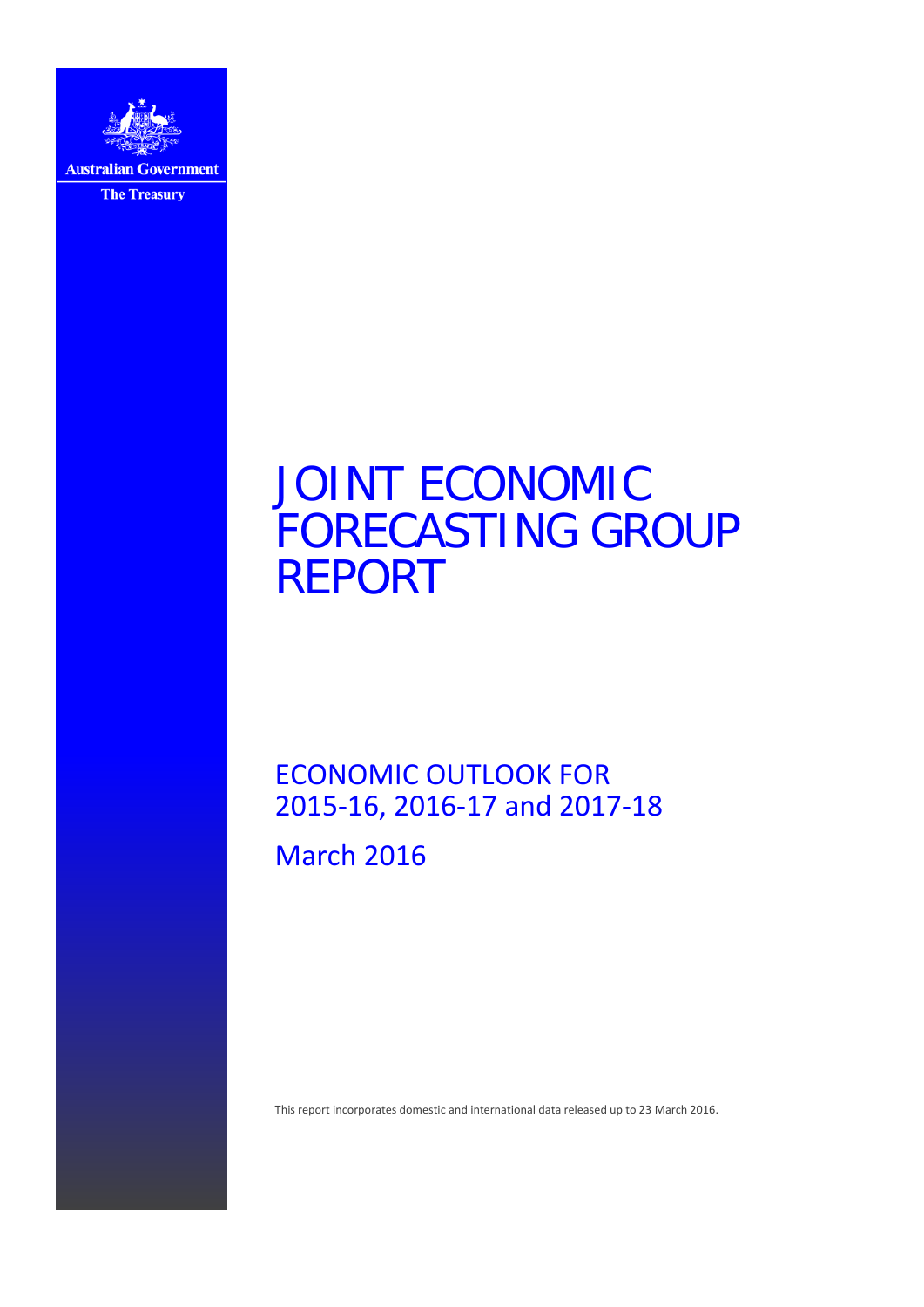Australian Government

The Treasury

# JOINT ECONOMIC FORECASTING GROUP REPORT

## ECONOMIC OUTLOOK FOR 2015-16, 2016-17 and 2017-18

## March 2016

This report incorporates domestic and international data released up to 23 March 2016.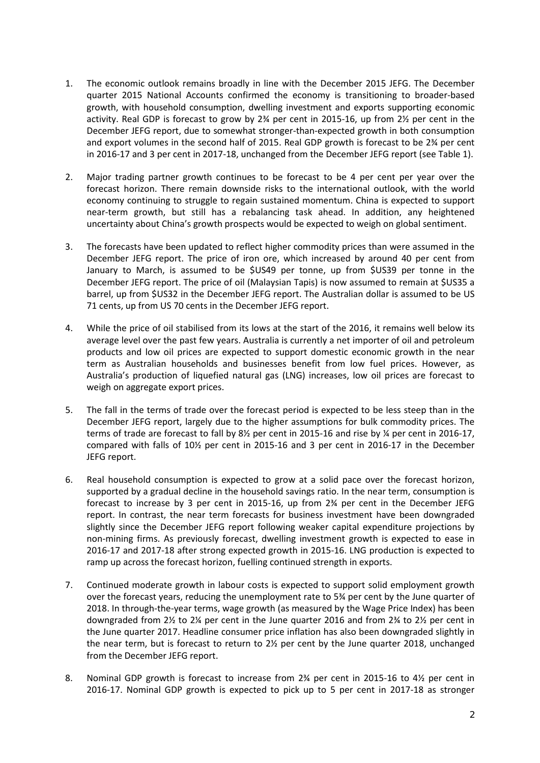1. The economic outlook remains broadly in line with the December 2015 JEFG. The December quarter 2015 National Accounts confirmed the economy is transitioning to broader-based growth, with household consumption, dwelling investment and exports supporting economic activity. Real GDP is forecast to grow by 2¾ per cent in 2015-16, up from 2½ per cent in the December JEFG report, due to somewhat stronger-than-expected growth in both consumption and export volumes in the second half of 2015. Real GDP growth is forecast to be 2¾ per cent in 2016-17 and 3 per cent in 2017-18, unchanged from the December JEFG report (see Table 1).

2. Major trading partner growth continues to be forecast to be 4 per cent per year over the forecast horizon. There remain downside risks to the international outlook, with the world economy continuing to struggle to regain sustained momentum. China is expected to support near-term growth, but still has a rebalancing task ahead. In addition, any heightened uncertainty about China's growth prospects would be expected to weigh on global sentiment.

3. The forecasts have been updated to reflect higher commodity prices than were assumed in the December JEFG report. The price of iron ore, which increased by around 40 per cent from January to March, is assumed to be $US49 per tonne, up from $US39 per tonne in the December JEFG report. The price of oil (Malaysian Tapis) is now assumed to remain at $US35 a barrel, up from $US32 in the December JEFG report. The Australian dollar is assumed to be US 71 cents, up from US 70 cents in the December JEFG report.

4. While the price of oil stabilised from its lows at the start of the 2016, it remains well below its average level over the past few years. Australia is currently a net importer of oil and petroleum products and low oil prices are expected to support domestic economic growth in the near term as Australian households and businesses benefit from low fuel prices. However, as Australia's production of liquefied natural gas (LNG) increases, low oil prices are forecast to weigh on aggregate export prices.

5. The fall in the terms of trade over the forecast period is expected to be less steep than in the December JEFG report, largely due to the higher assumptions for bulk commodity prices. The terms of trade are forecast to fall by 8½ per cent in 2015-16 and rise by ¼ per cent in 2016-17, compared with falls of 10½ per cent in 2015-16 and 3 per cent in 2016-17 in the December JEFG report.

6. Real household consumption is expected to grow at a solid pace over the forecast horizon, supported by a gradual decline in the household savings ratio. In the near term, consumption is forecast to increase by 3 per cent in 2015-16, up from 2¾ per cent in the December JEFG report. In contrast, the near term forecasts for business investment have been downgraded slightly since the December JEFG report following weaker capital expenditure projections by non-mining firms. As previously forecast, dwelling investment growth is expected to ease in 2016-17 and 2017-18 after strong expected growth in 2015-16. LNG production is expected to ramp up across the forecast horizon, fuelling continued strength in exports.

7. Continued moderate growth in labour costs is expected to support solid employment growth over the forecast years, reducing the unemployment rate to 5¾ per cent by the June quarter of 2018. In through-the-year terms, wage growth (as measured by the Wage Price Index) has been downgraded from 2½ to 2¼ per cent in the June quarter 2016 and from 2¾ to 2½ per cent in the June quarter 2017. Headline consumer price inflation has also been downgraded slightly in the near term, but is forecast to return to 2½ per cent by the June quarter 2018, unchanged from the December JEFG report.

8. Nominal GDP growth is forecast to increase from 2¾ per cent in 2015-16 to 4½ per cent in 2016-17. Nominal GDP growth is expected to pick up to 5 per cent in 2017-18 as stronger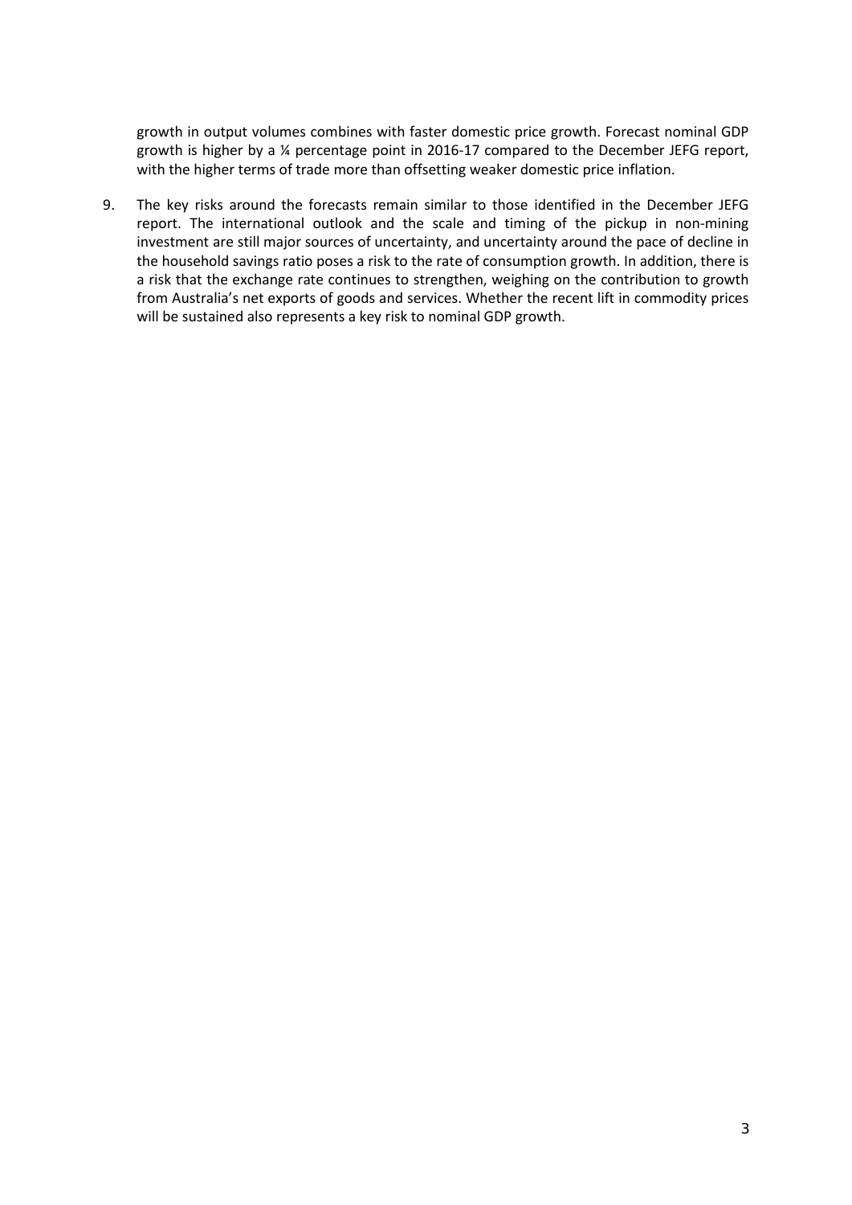growth in output volumes combines with faster domestic price growth. Forecast nominal GDP growth is higher by a ¼ percentage point in 2016-17 compared to the December JEFG report, with the higher terms of trade more than offsetting weaker domestic price inflation.

9. The key risks around the forecasts remain similar to those identified in the December JEFG report. The international outlook and the scale and timing of the pickup in non-mining investment are still major sources of uncertainty, and uncertainty around the pace of decline in the household savings ratio poses a risk to the rate of consumption growth. In addition, there is a risk that the exchange rate continues to strengthen, weighing on the contribution to growth from Australia's net exports of goods and services. Whether the recent lift in commodity prices will be sustained also represents a key risk to nominal GDP growth.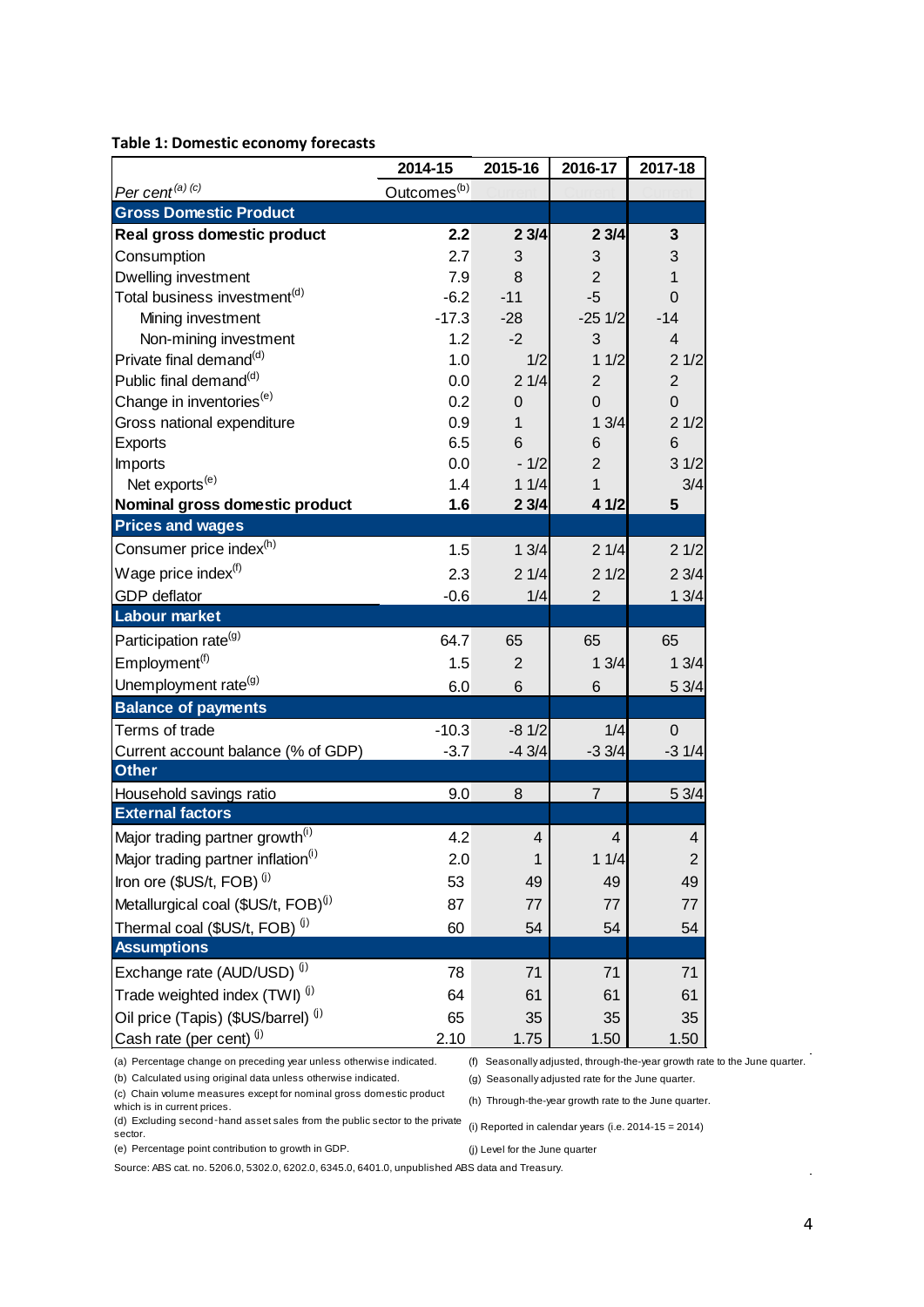**Table 1: Domestic economy forecasts**

| | 2014-15 | 2015-16 | 2016-17 | 2017-18 |
|---|---|---|---|---|
| *Per cent*[(a) (c)] | Outcomes[(b)] | | | |
| **Gross Domestic Product** | | | | |
| **Real gross domestic product** | **2.2** | **2 3/4** | **2 3/4** | **3** |
| Consumption | 2.7 | 3 | 3 | 3 |
| Dwelling investment | 7.9 | 8 | 2 | 1 |
| Total business investment[(d)] | -6.2 | -11 | -5 | 0 |
| Mining investment | -17.3 | -28 | -25 1/2 | -14 |
| Non-mining investment | 1.2 | -2 | 3 | 4 |
| Private final demand[(d)] | 1.0 | 1/2 | 1 1/2 | 2 1/2 |
| Public final demand[(d)] | 0.0 | 2 1/4 | 2 | 2 |
| Change in inventories[(e)] | 0.2 | 0 | 0 | 0 |
| Gross national expenditure | 0.9 | 1 | 1 3/4 | 2 1/2 |
| Exports | 6.5 | 6 | 6 | 6 |
| Imports | 0.0 | - 1/2 | 2 | 3 1/2 |
| Net exports[(e)] | 1.4 | 1 1/4 | 1 | 3/4 |
| **Nominal gross domestic product** | **1.6** | **2 3/4** | **4 1/2** | **5** |
| **Prices and wages** | | | | |
| Consumer price index[(h)] | 1.5 | 1 3/4 | 2 1/4 | 2 1/2 |
| Wage price index[(f)] | 2.3 | 2 1/4 | 2 1/2 | 2 3/4 |
| GDP deflator | -0.6 | 1/4 | 2 | 1 3/4 |
| **Labour market** | | | | |
| Participation rate[(g)] | 64.7 | 65 | 65 | 65 |
| Employment[(f)] | 1.5 | 2 | 1 3/4 | 1 3/4 |
| Unemployment rate[(g)] | 6.0 | 6 | 6 | 5 3/4 |
| **Balance of payments** | | | | |
| Terms of trade | -10.3 | -8 1/2 | 1/4 | 0 |
| Current account balance (% of GDP) | -3.7 | -4 3/4 | -3 3/4 | -3 1/4 |
| **Other** | | | | |
| Household savings ratio | 9.0 | 8 | 7 | 5 3/4 |
| **External factors** | | | | |
| Major trading partner growth[(i)] | 4.2 | 4 | 4 | 4 |
| Major trading partner inflation[(i)] | 2.0 | 1 | 1 1/4 | 2 |
| Iron ore ($US/t, FOB)[(j)] | 53 | 49 | 49 | 49 |
| Metallurgical coal ($US/t, FOB)[(j)] | 87 | 77 | 77 | 77 |
| Thermal coal ($US/t, FOB)[(j)] | 60 | 54 | 54 | 54 |
| **Assumptions** | | | | |
| Exchange rate (AUD/USD)[(j)] | 78 | 71 | 71 | 71 |
| Trade weighted index (TWI)[(j)] | 64 | 61 | 61 | 61 |
| Oil price (Tapis) ($US/barrel)[(j)] | 65 | 35 | 35 | 35 |
| Cash rate (per cent)[(j)] | 2.10 | 1.75 | 1.50 | 1.50 |

(a) Percentage change on preceding year unless otherwise indicated.
(b) Calculated using original data unless otherwise indicated.
(c) Chain volume measures except for nominal gross domestic product which is in current prices.
(d) Excluding second-hand asset sales from the public sector to the private sector.
(e) Percentage point contribution to growth in GDP.
(f) Seasonally adjusted, through-the-year growth rate to the June quarter.
(g) Seasonally adjusted rate for the June quarter.
(h) Through-the-year growth rate to the June quarter.
(i) Reported in calendar years (i.e. 2014-15 = 2014)
(j) Level for the June quarter

Source: ABS cat. no. 5206.0, 5302.0, 6202.0, 6345.0, 6401.0, unpublished ABS data and Treasury.